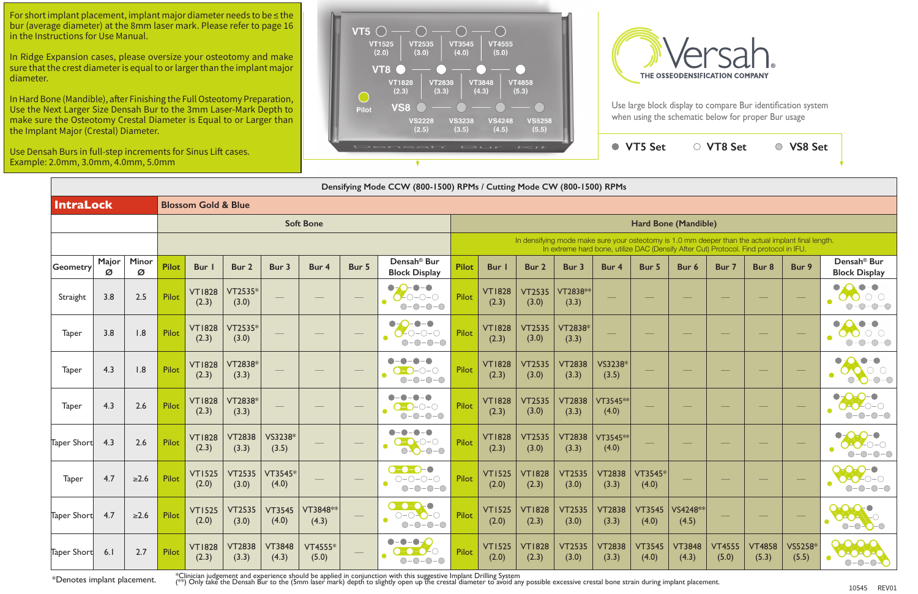For short implant placement, implant major diameter needs to be ≤ the bur (average diameter) at the 8mm laser mark. Please refer to page 16 in the Instructions for Use Manual.

In Ridge Expansion cases, please oversize your osteotomy and make sure that the crest diameter is equal to or larger than the implant major diameter.

In Hard Bone (Mandible), after Finishing the Full Osteotomy Preparation, Use the Next Larger Size Densah Bur to the 3mm Laser-Mark Depth to make sure the Osteotomy Crestal Diameter is Equal to or Larger than the Implant Major (Crestal) Diameter.

Use Densah Burs in full-step increments for Sinus Lift cases. Example: 2.0mm, 3.0mm, 4.0mm, 5.0mm

VT5: VT1525 (2.0), VT2535 (3.0), VT3545 (4.0), VT4555 (5.0)

VT8: VT1828 (2.3), VT2838 (3.3), VT3848 (4.3), VT4858 (5.3)

VS8: VS2228 (2.5), VS3238 (3.5), VS4248 (4.5), VS5258 (5.5)

Pilot

Densah Bur Kit

# Versah® THE OSSEODENSIFICATION COMPANY

Use large block display to compare Bur identification system when using the schematic below for proper Bur usage

● VT5 Set ○ VT8 Set ● VS8 Set

**Densifying Mode CCW (800-1500) RPMs / Cutting Mode CW (800-1500) RPMs**

**IntraLock** — Blossom Gold & Blue

| Geometry | Major Ø | Minor Ø | Soft Bone: Pilot | Bur 1 | Bur 2 | Bur 3 | Bur 4 | Bur 5 | Densah® Bur Block Display | Hard Bone (Mandible): Pilot | Bur 1 | Bur 2 | Bur 3 | Bur 4 | Bur 5 | Bur 6 | Bur 7 | Bur 8 | Bur 9 | Densah® Bur Block Display |
|---|---|---|---|---|---|---|---|---|---|---|---|---|---|---|---|---|---|---|---|---|
| Straight | 3.8 | 2.5 | Pilot | VT1828 (2.3) | VT2535* (3.0) | — | — | — | | Pilot | VT1828 (2.3) | VT2535 (3.0) | VT2838** (3.3) | — | — | — | — | — | — | |
| Taper | 3.8 | 1.8 | Pilot | VT1828 (2.3) | VT2535* (3.0) | — | — | — | | Pilot | VT1828 (2.3) | VT2535 (3.0) | VT2838* (3.3) | — | — | — | — | — | — | |
| Taper | 4.3 | 1.8 | Pilot | VT1828 (2.3) | VT2838* (3.3) | — | — | — | | Pilot | VT1828 (2.3) | VT2535 (3.0) | VT2838 (3.3) | VS3238* (3.5) | — | — | — | — | — | |
| Taper | 4.3 | 2.6 | Pilot | VT1828 (2.3) | VT2838* (3.3) | — | — | — | | Pilot | VT1828 (2.3) | VT2535 (3.0) | VT2838 (3.3) | VT3545** (4.0) | — | — | — | — | — | |
| Taper Short | 4.3 | 2.6 | Pilot | VT1828 (2.3) | VT2838 (3.3) | VS3238* (3.5) | — | — | | Pilot | VT1828 (2.3) | VT2535 (3.0) | VT2838 (3.3) | VT3545** (4.0) | — | — | — | — | — | |
| Taper | 4.7 | ≥2.6 | Pilot | VT1525 (2.0) | VT2535 (3.0) | VT3545* (4.0) | — | — | | Pilot | VT1525 (2.0) | VT1828 (2.3) | VT2535 (3.0) | VT2838 (3.3) | VT3545* (4.0) | — | — | — | — | |
| Taper Short | 4.7 | ≥2.6 | Pilot | VT1525 (2.0) | VT2535 (3.0) | VT3545 (4.0) | VT3848** (4.3) | — | | Pilot | VT1525 (2.0) | VT1828 (2.3) | VT2535 (3.0) | VT2838 (3.3) | VT3545 (4.0) | VS4248** (4.5) | — | — | — | |
| Taper Short | 6.1 | 2.7 | Pilot | VT1828 (2.3) | VT2838 (3.3) | VT3848 (4.3) | VT4555* (5.0) | — | | Pilot | VT1525 (2.0) | VT1828 (2.3) | VT2535 (3.0) | VT2838 (3.3) | VT3545 (4.0) | VT3848 (4.3) | VT4555 (5.0) | VT4858 (5.3) | VS5258* (5.5) | |

Hard Bone (Mandible): In densifying mode make sure your osteotomy is 1.0 mm deeper than the actual implant final length. In extreme hard bone, utilize DAC (Densify After Cut) Protocol. Find protocol in IFU.

*Denotes implant placement.

*Clinician judgement and experience should be applied in conjunction with this suggestive Implant Drilling System

(**) Only take the Densah Bur to the (5mm laser mark) depth to slightly open up the crestal diameter to avoid any possible excessive crestal bone strain during implant placement.

10545 REV01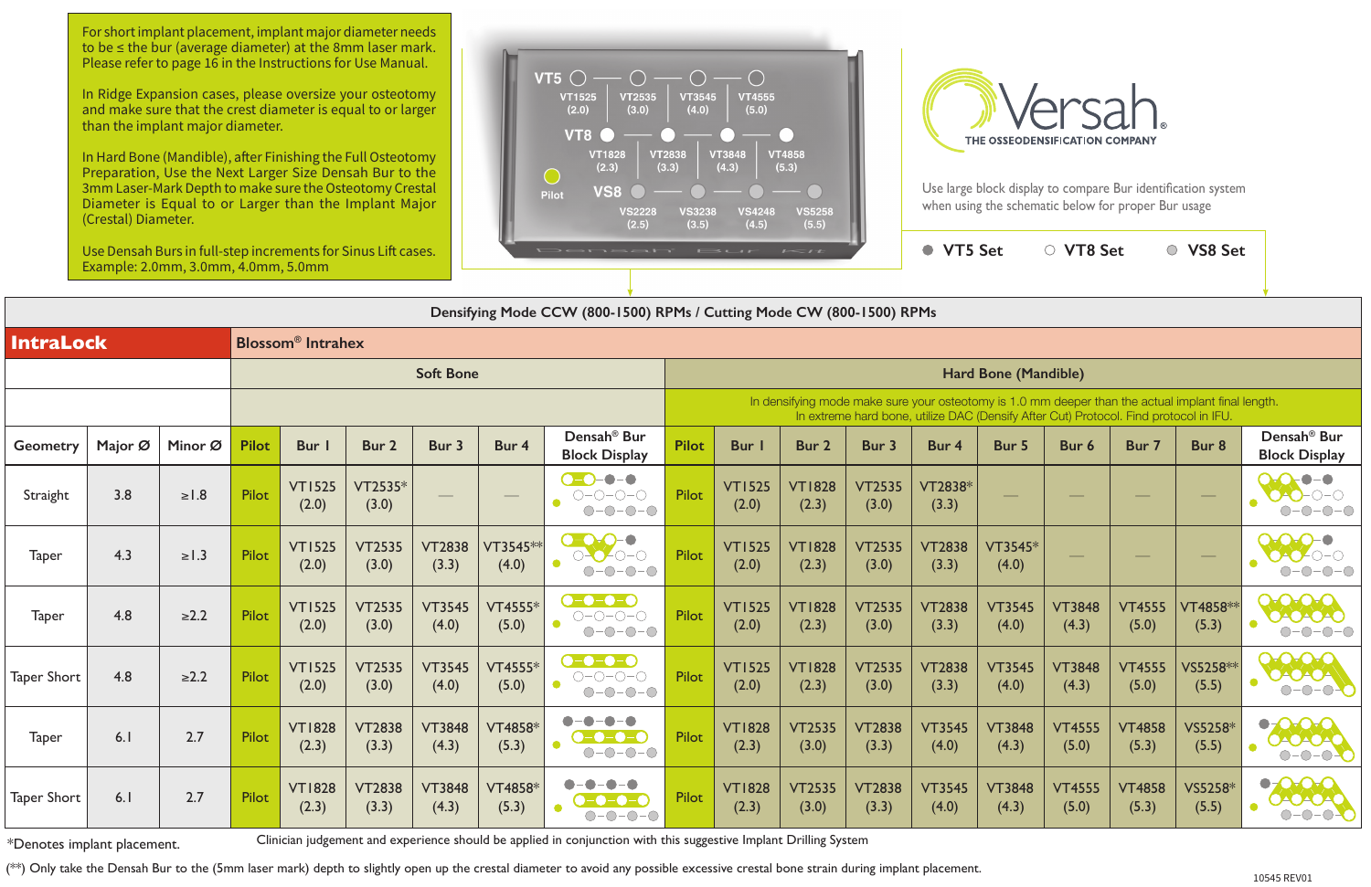For short implant placement, implant major diameter needs to be ≤ the bur (average diameter) at the 8mm laser mark. Please refer to page 16 in the Instructions for Use Manual.

In Ridge Expansion cases, please oversize your osteotomy and make sure that the crest diameter is equal to or larger than the implant major diameter.

In Hard Bone (Mandible), after Finishing the Full Osteotomy Preparation, Use the Next Larger Size Densah Bur to the 3mm Laser-Mark Depth to make sure the Osteotomy Crestal Diameter is Equal to or Larger than the Implant Major (Crestal) Diameter.

Use Densah Burs in full-step increments for Sinus Lift cases. Example: 2.0mm, 3.0mm, 4.0mm, 5.0mm

**VT5:** VT1525 (2.0) — VT2535 (3.0) — VT3545 (4.0) — VT4555 (5.0)

**VT8:** VT1828 (2.3) — VT2838 (3.3) — VT3848 (4.3) — VT4858 (5.3)

**VS8:** VS2228 (2.5) — VS3238 (3.5) — VS4248 (4.5) — VS5258 (5.5)

Pilot

Densah Bur Kit

# Versah®

THE OSSEODENSIFICATION COMPANY

Use large block display to compare Bur identification system when using the schematic below for proper Bur usage

● VT5 Set ○ VT8 Set ● VS8 Set

**Densifying Mode CCW (800-1500) RPMs / Cutting Mode CW (800-1500) RPMs**

**IntraLock** — **Blossom® Intrahex**

| Geometry | Major Ø | Minor Ø | Soft Bone: Pilot | Bur 1 | Bur 2 | Bur 3 | Bur 4 | Densah® Bur Block Display | Hard Bone (Mandible): Pilot | Bur 1 | Bur 2 | Bur 3 | Bur 4 | Bur 5 | Bur 6 | Bur 7 | Bur 8 | Densah® Bur Block Display |
|---|---|---|---|---|---|---|---|---|---|---|---|---|---|---|---|---|---|---|
| Straight | 3.8 | ≥1.8 | Pilot | VT1525 (2.0) | VT2535* (3.0) | — | — | | Pilot | VT1525 (2.0) | VT1828 (2.3) | VT2535 (3.0) | VT2838* (3.3) | — | — | — | — | |
| Taper | 4.3 | ≥1.3 | Pilot | VT1525 (2.0) | VT2535 (3.0) | VT2838 (3.3) | VT3545** (4.0) | | Pilot | VT1525 (2.0) | VT1828 (2.3) | VT2535 (3.0) | VT2838 (3.3) | VT3545* (4.0) | — | — | — | |
| Taper | 4.8 | ≥2.2 | Pilot | VT1525 (2.0) | VT2535 (3.0) | VT3545 (4.0) | VT4555* (5.0) | | Pilot | VT1525 (2.0) | VT1828 (2.3) | VT2535 (3.0) | VT2838 (3.3) | VT3545 (4.0) | VT3848 (4.3) | VT4555 (5.0) | VT4858** (5.3) | |
| Taper Short | 4.8 | ≥2.2 | Pilot | VT1525 (2.0) | VT2535 (3.0) | VT3545 (4.0) | VT4555* (5.0) | | Pilot | VT1525 (2.0) | VT1828 (2.3) | VT2535 (3.0) | VT2838 (3.3) | VT3545 (4.0) | VT3848 (4.3) | VT4555 (5.0) | VS5258** (5.5) | |
| Taper | 6.1 | 2.7 | Pilot | VT1828 (2.3) | VT2838 (3.3) | VT3848 (4.3) | VT4858* (5.3) | | Pilot | VT1828 (2.3) | VT2535 (3.0) | VT2838 (3.3) | VT3545 (4.0) | VT3848 (4.3) | VT4555 (5.0) | VT4858 (5.3) | VS5258* (5.5) | |
| Taper Short | 6.1 | 2.7 | Pilot | VT1828 (2.3) | VT2838 (3.3) | VT3848 (4.3) | VT4858* (5.3) | | Pilot | VT1828 (2.3) | VT2535 (3.0) | VT2838 (3.3) | VT3545 (4.0) | VT3848 (4.3) | VT4555 (5.0) | VT4858 (5.3) | VS5258* (5.5) | |

Hard Bone (Mandible): In densifying mode make sure your osteotomy is 1.0 mm deeper than the actual implant final length. In extreme hard bone, utilize DAC (Densify After Cut) Protocol. Find protocol in IFU.

*Denotes implant placement.

Clinician judgement and experience should be applied in conjunction with this suggestive Implant Drilling System

(**) Only take the Densah Bur to the (5mm laser mark) depth to slightly open up the crestal diameter to avoid any possible excessive crestal bone strain during implant placement.

10545 REV01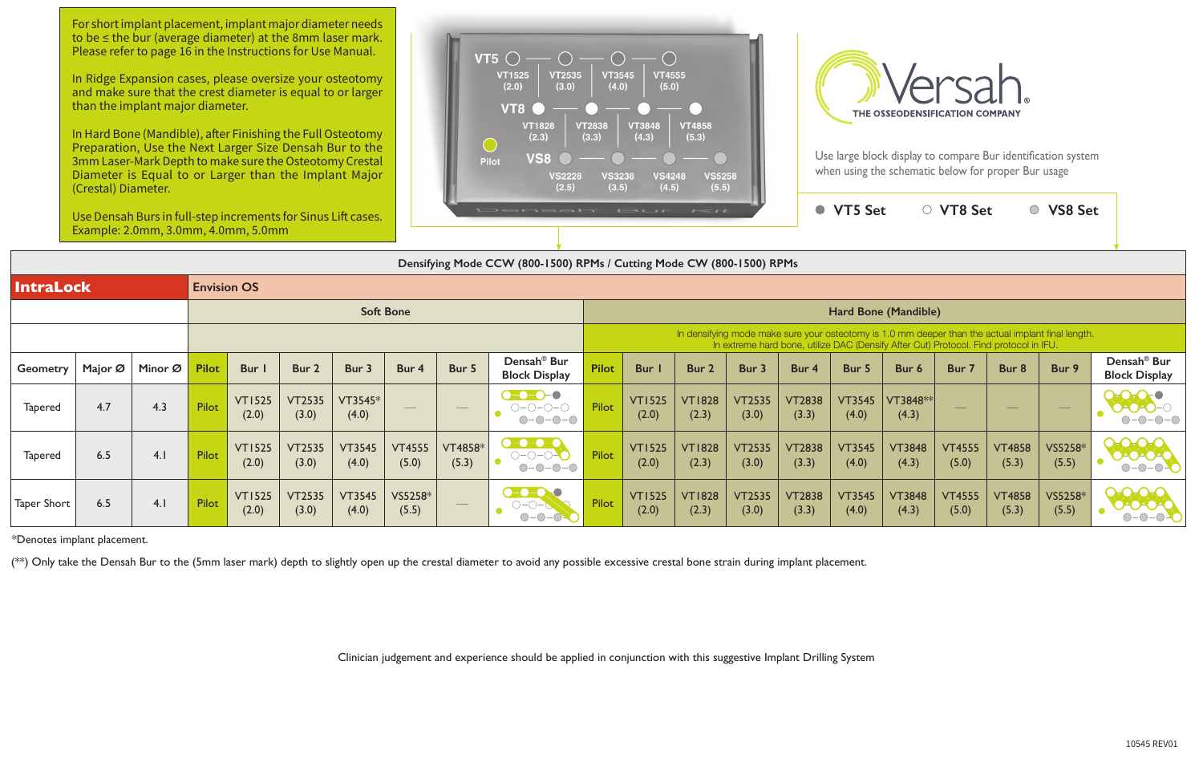For short implant placement, implant major diameter needs to be ≤ the bur (average diameter) at the 8mm laser mark. Please refer to page 16 in the Instructions for Use Manual.

In Ridge Expansion cases, please oversize your osteotomy and make sure that the crest diameter is equal to or larger than the implant major diameter.

In Hard Bone (Mandible), after Finishing the Full Osteotomy Preparation, Use the Next Larger Size Densah Bur to the 3mm Laser-Mark Depth to make sure the Osteotomy Crestal Diameter is Equal to or Larger than the Implant Major (Crestal) Diameter.

Use Densah Burs in full-step increments for Sinus Lift cases. Example: 2.0mm, 3.0mm, 4.0mm, 5.0mm

VT5: VT1525 (2.0), VT2535 (3.0), VT3545 (4.0), VT4555 (5.0)

VT8: VT1828 (2.3), VT2838 (3.3), VT3848 (4.3), VT4858 (5.3)

Pilot

VS8: VS2228 (2.5), VS3238 (3.5), VS4248 (4.5), VS5258 (5.5)

Densah Bur Kit

Versah® THE OSSEODENSIFICATION COMPANY

Use large block display to compare Bur identification system when using the schematic below for proper Bur usage

● VT5 Set ○ VT8 Set ◎ VS8 Set

| Densifying Mode CCW (800-1500) RPMs / Cutting Mode CW (800-1500) RPMs | | | | | | | | | | | | | | | | | | | | | | |
|---|---|---|---|---|---|---|---|---|---|---|---|---|---|---|---|---|---|---|---|---|---|---|
| **IntraLock** | | | **Envision OS** | | | | | | | | | | | | | | | | | | | |
| | | | Soft Bone | | | | | | | Hard Bone (Mandible) | | | | | | | | | | | |
| | | | | | | | | | | In densifying mode make sure your osteotomy is 1.0 mm deeper than the actual implant final length. In extreme hard bone, utilize DAC (Densify After Cut) Protocol. Find protocol in IFU. | | | | | | | | | | | |
| Geometry | Major Ø | Minor Ø | Pilot | Bur 1 | Bur 2 | Bur 3 | Bur 4 | Bur 5 | Densah® Bur Block Display | Pilot | Bur 1 | Bur 2 | Bur 3 | Bur 4 | Bur 5 | Bur 6 | Bur 7 | Bur 8 | Bur 9 | Densah® Bur Block Display | | |
| Tapered | 4.7 | 4.3 | Pilot | VT1525 (2.0) | VT2535 (3.0) | VT3545* (4.0) | — | — | | Pilot | VT1525 (2.0) | VT1828 (2.3) | VT2535 (3.0) | VT2838 (3.3) | VT3545 (4.0) | VT3848** (4.3) | — | — | — | | | |
| Tapered | 6.5 | 4.1 | Pilot | VT1525 (2.0) | VT2535 (3.0) | VT3545 (4.0) | VT4555 (5.0) | VT4858* (5.3) | | Pilot | VT1525 (2.0) | VT1828 (2.3) | VT2535 (3.0) | VT2838 (3.3) | VT3545 (4.0) | VT3848 (4.3) | VT4555 (5.0) | VT4858 (5.3) | VS5258* (5.5) | | | |
| Taper Short | 6.5 | 4.1 | Pilot | VT1525 (2.0) | VT2535 (3.0) | VT3545 (4.0) | VS5258* (5.5) | — | | Pilot | VT1525 (2.0) | VT1828 (2.3) | VT2535 (3.0) | VT2838 (3.3) | VT3545 (4.0) | VT3848 (4.3) | VT4555 (5.0) | VT4858 (5.3) | VS5258* (5.5) | | | |

*Denotes implant placement.

(**) Only take the Densah Bur to the (5mm laser mark) depth to slightly open up the crestal diameter to avoid any possible excessive crestal bone strain during implant placement.

Clinician judgement and experience should be applied in conjunction with this suggestive Implant Drilling System

10545 REV01